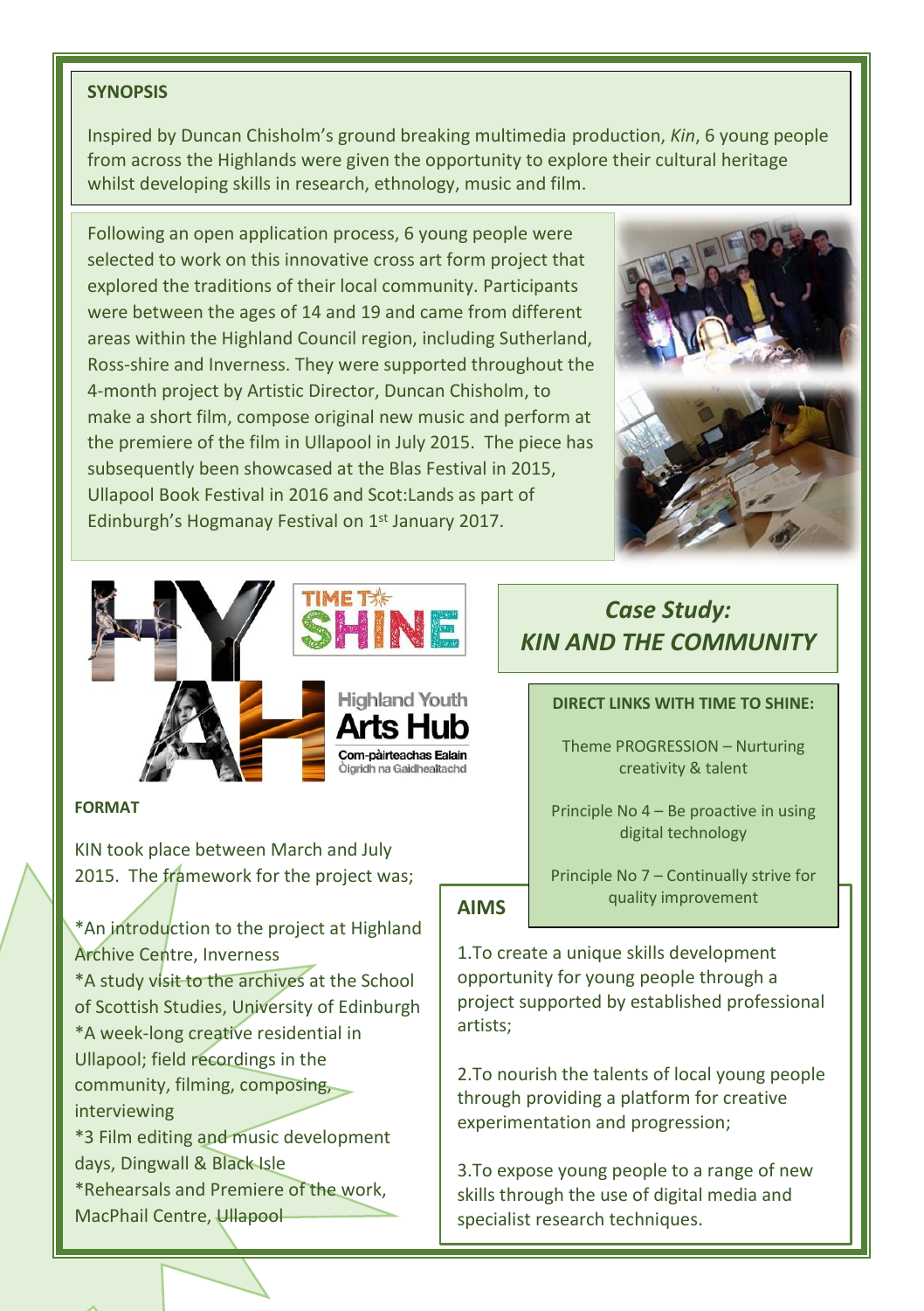## SYNOPSIS

Inspired by Duncan Chisholm's ground breaking multimedia production, *Kin*, 6 young people from across the Highlands were given the opportunity to explore their cultural heritage whilst developing skills in research, ethnology, music and film.

Following an open application process, 6 young people were selected to work on this innovative cross art form project that explored the traditions of their local community. Participants were between the ages of 14 and 19 and came from different areas within the Highland Council region, including Sutherland, Ross-shire and Inverness. They were supported throughout the 4-month project by Artistic Director, Duncan Chisholm, to make a short film, compose original new music and perform at the premiere of the film in Ullapool in July 2015. The piece has subsequently been showcased at the Blas Festival in 2015, Ullapool Book Festival in 2016 and Scot:Lands as part of Edinburgh's Hogmanay Festival on 1st January 2017.

TIME TO SHINE

Highland Youth Arts Hub
Com-pàirteachas Ealain Òigridh na Gàidhealtachd

# *Case Study: KIN AND THE COMMUNITY*

### DIRECT LINKS WITH TIME TO SHINE:

Theme PROGRESSION – Nurturing creativity & talent

Principle No 4 – Be proactive in using digital technology

Principle No 7 – Continually strive for quality improvement

### FORMAT

KIN took place between March and July 2015. The framework for the project was;

*An introduction to the project at Highland Archive Centre, Inverness
*A study visit to the archives at the School of Scottish Studies, University of Edinburgh
*A week-long creative residential in Ullapool; field recordings in the community, filming, composing, interviewing
*3 Film editing and music development days, Dingwall & Black Isle
*Rehearsals and Premiere of the work, MacPhail Centre, Ullapool

### AIMS

1.To create a unique skills development opportunity for young people through a project supported by established professional artists;

2.To nourish the talents of local young people through providing a platform for creative experimentation and progression;

3.To expose young people to a range of new skills through the use of digital media and specialist research techniques.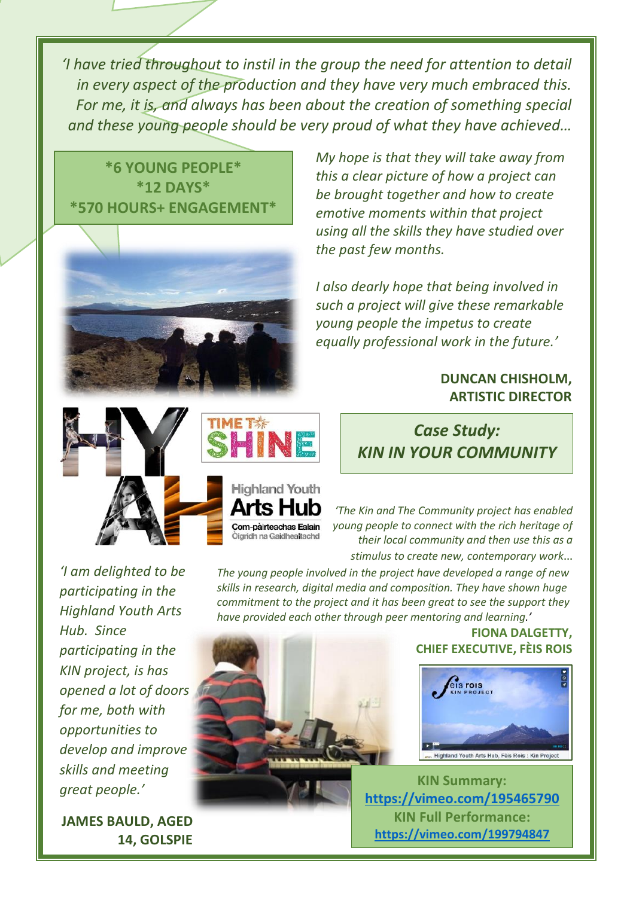*'I have tried throughout to instil in the group the need for attention to detail in every aspect of the production and they have very much embraced this. For me, it is, and always has been about the creation of something special and these young people should be very proud of what they have achieved…*

**\*6 YOUNG PEOPLE\***
**\*12 DAYS\***
**\*570 HOURS+ ENGAGEMENT\***

*My hope is that they will take away from this a clear picture of how a project can be brought together and how to create emotive moments within that project using all the skills they have studied over the past few months.*

*I also dearly hope that being involved in such a project will give these remarkable young people the impetus to create equally professional work in the future.'*

**DUNCAN CHISHOLM, ARTISTIC DIRECTOR**

## *Case Study: KIN IN YOUR COMMUNITY*

*'The Kin and The Community project has enabled young people to connect with the rich heritage of their local community and then use this as a stimulus to create new, contemporary work...*

*The young people involved in the project have developed a range of new skills in research, digital media and composition. They have shown huge commitment to the project and it has been great to see the support they have provided each other through peer mentoring and learning.'*

**FIONA DALGETTY, CHIEF EXECUTIVE, FÈIS ROIS**

*'I am delighted to be participating in the Highland Youth Arts Hub. Since participating in the KIN project, is has opened a lot of doors for me, both with opportunities to develop and improve skills and meeting great people.'*

**JAMES BAULD, AGED 14, GOLSPIE**

**KIN Summary:**
**https://vimeo.com/195465790**
**KIN Full Performance:**
**https://vimeo.com/199794847**